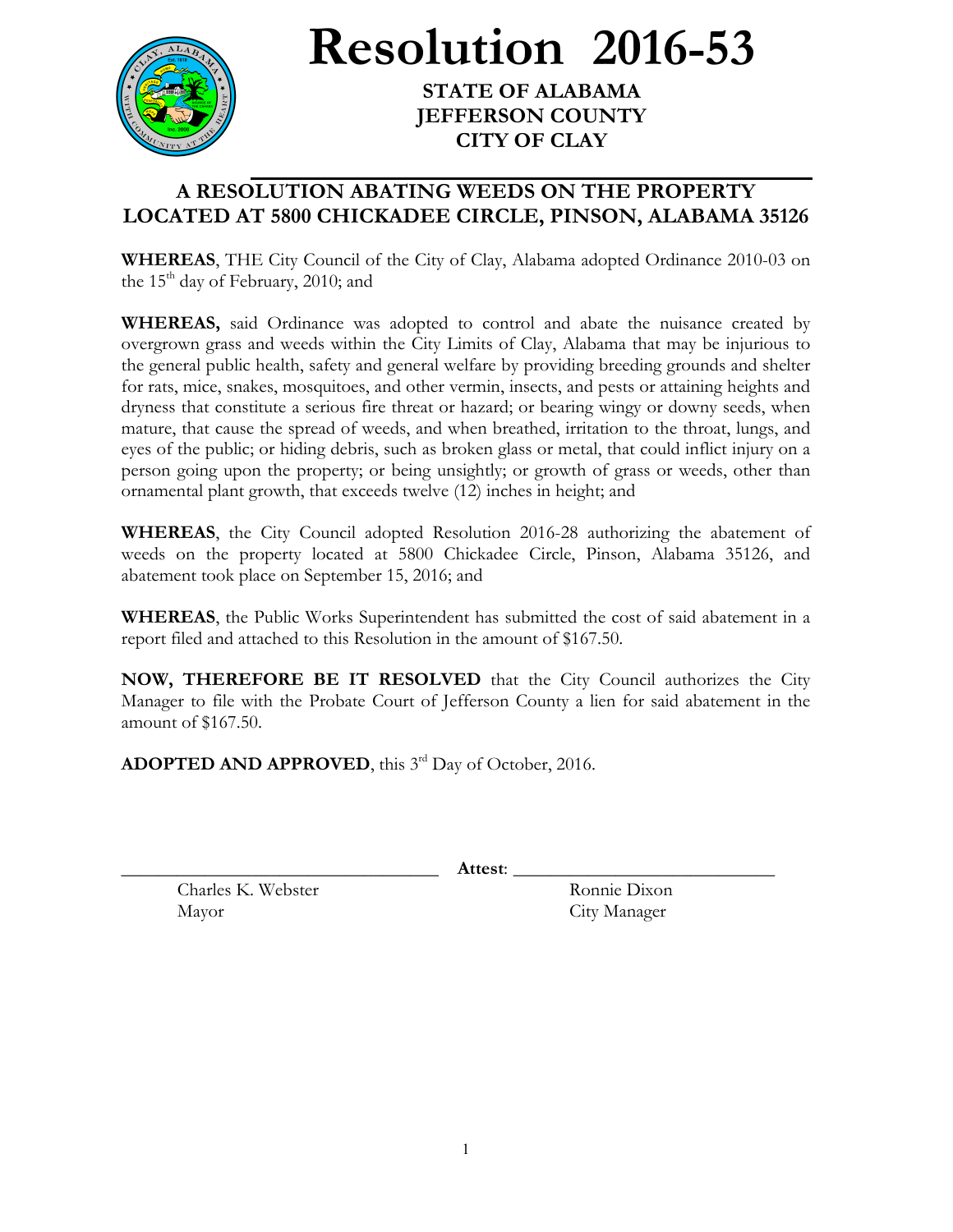# Resolution 2016-53

**STATE OF ALABAMA**
**JEFFERSON COUNTY**
**CITY OF CLAY**

## A RESOLUTION ABATING WEEDS ON THE PROPERTY LOCATED AT 5800 CHICKADEE CIRCLE, PINSON, ALABAMA 35126

**WHEREAS**, THE City Council of the City of Clay, Alabama adopted Ordinance 2010-03 on the 15th day of February, 2010; and

**WHEREAS,** said Ordinance was adopted to control and abate the nuisance created by overgrown grass and weeds within the City Limits of Clay, Alabama that may be injurious to the general public health, safety and general welfare by providing breeding grounds and shelter for rats, mice, snakes, mosquitoes, and other vermin, insects, and pests or attaining heights and dryness that constitute a serious fire threat or hazard; or bearing wingy or downy seeds, when mature, that cause the spread of weeds, and when breathed, irritation to the throat, lungs, and eyes of the public; or hiding debris, such as broken glass or metal, that could inflict injury on a person going upon the property; or being unsightly; or growth of grass or weeds, other than ornamental plant growth, that exceeds twelve (12) inches in height; and

**WHEREAS**, the City Council adopted Resolution 2016-28 authorizing the abatement of weeds on the property located at 5800 Chickadee Circle, Pinson, Alabama 35126, and abatement took place on September 15, 2016; and

**WHEREAS**, the Public Works Superintendent has submitted the cost of said abatement in a report filed and attached to this Resolution in the amount of $167.50.

**NOW, THEREFORE BE IT RESOLVED** that the City Council authorizes the City Manager to file with the Probate Court of Jefferson County a lien for said abatement in the amount of $167.50.

**ADOPTED AND APPROVED**, this 3rd Day of October, 2016.

\_\_\_\_\_\_\_\_\_\_\_\_\_\_\_\_\_\_\_\_\_\_\_\_\_\_\_\_\_\_ **Attest**: \_\_\_\_\_\_\_\_\_\_\_\_\_\_\_\_\_\_\_\_\_\_\_\_\_\_\_\_\_\_

Charles K. Webster
Mayor

Ronnie Dixon
City Manager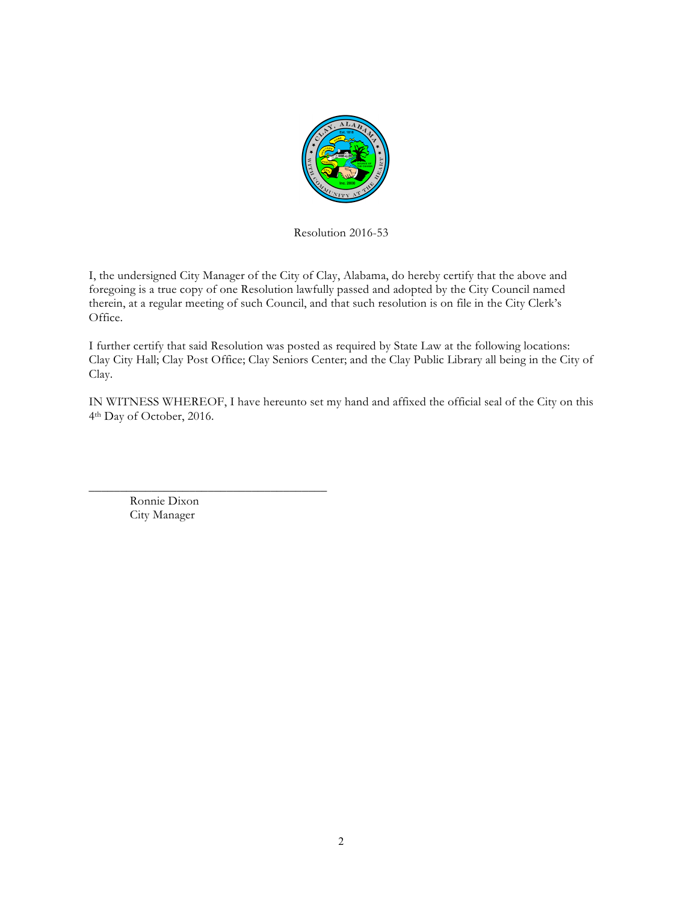Resolution 2016-53

I, the undersigned City Manager of the City of Clay, Alabama, do hereby certify that the above and foregoing is a true copy of one Resolution lawfully passed and adopted by the City Council named therein, at a regular meeting of such Council, and that such resolution is on file in the City Clerk's Office.

I further certify that said Resolution was posted as required by State Law at the following locations: Clay City Hall; Clay Post Office; Clay Seniors Center; and the Clay Public Library all being in the City of Clay.

IN WITNESS WHEREOF, I have hereunto set my hand and affixed the official seal of the City on this 4th Day of October, 2016.

\_\_\_\_\_\_\_\_\_\_\_\_\_\_\_\_\_\_\_\_\_\_\_\_\_\_\_\_\_\_\_\_\_\_\_\_\_\_\_\_

Ronnie Dixon
City Manager